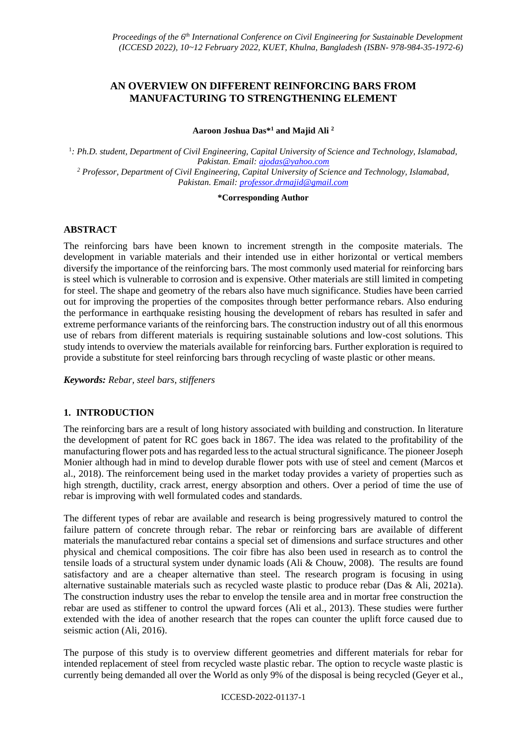# AN OVERVIEW ON DIFFERENT REINFORCING BARS FROM MANUFACTURING TO STRENGTHENING ELEMENT

**Aaroon Joshua Das*[1] and Majid Ali [2]**

[1]*: Ph.D. student, Department of Civil Engineering, Capital University of Science and Technology, Islamabad, Pakistan. Email: ajodas@yahoo.com*

[2] *Professor, Department of Civil Engineering, Capital University of Science and Technology, Islamabad, Pakistan. Email: professor.drmajid@gmail.com*

**\*Corresponding Author**

## ABSTRACT

The reinforcing bars have been known to increment strength in the composite materials. The development in variable materials and their intended use in either horizontal or vertical members diversify the importance of the reinforcing bars. The most commonly used material for reinforcing bars is steel which is vulnerable to corrosion and is expensive. Other materials are still limited in competing for steel. The shape and geometry of the rebars also have much significance. Studies have been carried out for improving the properties of the composites through better performance rebars. Also enduring the performance in earthquake resisting housing the development of rebars has resulted in safer and extreme performance variants of the reinforcing bars. The construction industry out of all this enormous use of rebars from different materials is requiring sustainable solutions and low-cost solutions. This study intends to overview the materials available for reinforcing bars. Further exploration is required to provide a substitute for steel reinforcing bars through recycling of waste plastic or other means.

***Keywords:*** *Rebar, steel bars, stiffeners*

## 1. INTRODUCTION

The reinforcing bars are a result of long history associated with building and construction. In literature the development of patent for RC goes back in 1867. The idea was related to the profitability of the manufacturing flower pots and has regarded less to the actual structural significance. The pioneer Joseph Monier although had in mind to develop durable flower pots with use of steel and cement (Marcos et al., 2018). The reinforcement being used in the market today provides a variety of properties such as high strength, ductility, crack arrest, energy absorption and others. Over a period of time the use of rebar is improving with well formulated codes and standards.

The different types of rebar are available and research is being progressively matured to control the failure pattern of concrete through rebar. The rebar or reinforcing bars are available of different materials the manufactured rebar contains a special set of dimensions and surface structures and other physical and chemical compositions. The coir fibre has also been used in research as to control the tensile loads of a structural system under dynamic loads (Ali & Chouw, 2008). The results are found satisfactory and are a cheaper alternative than steel. The research program is focusing in using alternative sustainable materials such as recycled waste plastic to produce rebar (Das & Ali, 2021a). The construction industry uses the rebar to envelop the tensile area and in mortar free construction the rebar are used as stiffener to control the upward forces (Ali et al., 2013). These studies were further extended with the idea of another research that the ropes can counter the uplift force caused due to seismic action (Ali, 2016).

The purpose of this study is to overview different geometries and different materials for rebar for intended replacement of steel from recycled waste plastic rebar. The option to recycle waste plastic is currently being demanded all over the World as only 9% of the disposal is being recycled (Geyer et al.,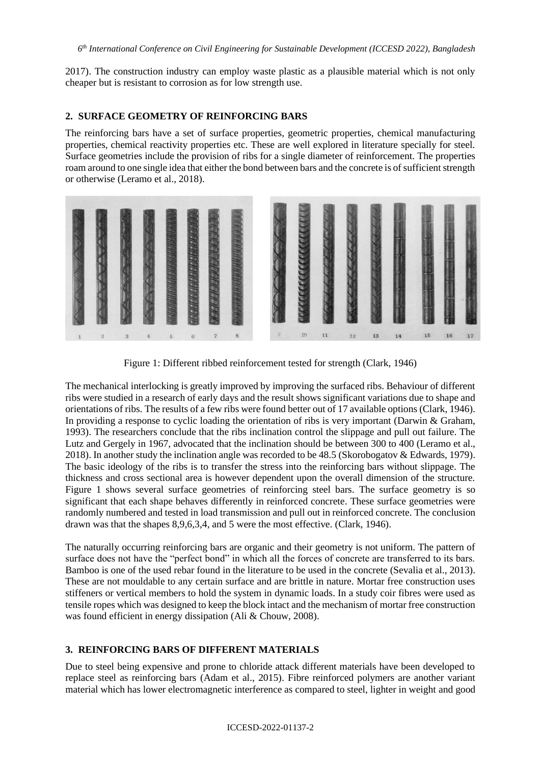2017). The construction industry can employ waste plastic as a plausible material which is not only cheaper but is resistant to corrosion as for low strength use.

## 2. SURFACE GEOMETRY OF REINFORCING BARS

The reinforcing bars have a set of surface properties, geometric properties, chemical manufacturing properties, chemical reactivity properties etc. These are well explored in literature specially for steel. Surface geometries include the provision of ribs for a single diameter of reinforcement. The properties roam around to one single idea that either the bond between bars and the concrete is of sufficient strength or otherwise (Leramo et al., 2018).

Figure 1: Different ribbed reinforcement tested for strength (Clark, 1946)

The mechanical interlocking is greatly improved by improving the surfaced ribs. Behaviour of different ribs were studied in a research of early days and the result shows significant variations due to shape and orientations of ribs. The results of a few ribs were found better out of 17 available options (Clark, 1946). In providing a response to cyclic loading the orientation of ribs is very important (Darwin & Graham, 1993). The researchers conclude that the ribs inclination control the slippage and pull out failure. The Lutz and Gergely in 1967, advocated that the inclination should be between 300 to 400 (Leramo et al., 2018). In another study the inclination angle was recorded to be 48.5 (Skorobogatov & Edwards, 1979). The basic ideology of the ribs is to transfer the stress into the reinforcing bars without slippage. The thickness and cross sectional area is however dependent upon the overall dimension of the structure. Figure 1 shows several surface geometries of reinforcing steel bars. The surface geometry is so significant that each shape behaves differently in reinforced concrete. These surface geometries were randomly numbered and tested in load transmission and pull out in reinforced concrete. The conclusion drawn was that the shapes 8,9,6,3,4, and 5 were the most effective. (Clark, 1946).

The naturally occurring reinforcing bars are organic and their geometry is not uniform. The pattern of surface does not have the "perfect bond" in which all the forces of concrete are transferred to its bars. Bamboo is one of the used rebar found in the literature to be used in the concrete (Sevalia et al., 2013). These are not mouldable to any certain surface and are brittle in nature. Mortar free construction uses stiffeners or vertical members to hold the system in dynamic loads. In a study coir fibres were used as tensile ropes which was designed to keep the block intact and the mechanism of mortar free construction was found efficient in energy dissipation (Ali & Chouw, 2008).

## 3. REINFORCING BARS OF DIFFERENT MATERIALS

Due to steel being expensive and prone to chloride attack different materials have been developed to replace steel as reinforcing bars (Adam et al., 2015). Fibre reinforced polymers are another variant material which has lower electromagnetic interference as compared to steel, lighter in weight and good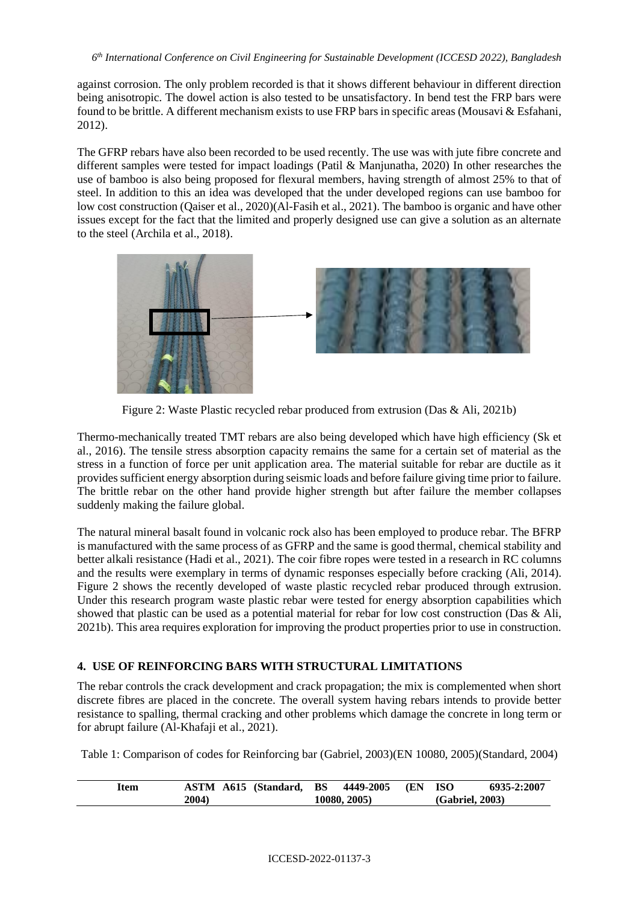against corrosion. The only problem recorded is that it shows different behaviour in different direction being anisotropic. The dowel action is also tested to be unsatisfactory. In bend test the FRP bars were found to be brittle. A different mechanism exists to use FRP bars in specific areas (Mousavi & Esfahani, 2012).

The GFRP rebars have also been recorded to be used recently. The use was with jute fibre concrete and different samples were tested for impact loadings (Patil & Manjunatha, 2020) In other researches the use of bamboo is also being proposed for flexural members, having strength of almost 25% to that of steel. In addition to this an idea was developed that the under developed regions can use bamboo for low cost construction (Qaiser et al., 2020)(Al-Fasih et al., 2021). The bamboo is organic and have other issues except for the fact that the limited and properly designed use can give a solution as an alternate to the steel (Archila et al., 2018).

Figure 2: Waste Plastic recycled rebar produced from extrusion (Das & Ali, 2021b)

Thermo-mechanically treated TMT rebars are also being developed which have high efficiency (Sk et al., 2016). The tensile stress absorption capacity remains the same for a certain set of material as the stress in a function of force per unit application area. The material suitable for rebar are ductile as it provides sufficient energy absorption during seismic loads and before failure giving time prior to failure. The brittle rebar on the other hand provide higher strength but after failure the member collapses suddenly making the failure global.

The natural mineral basalt found in volcanic rock also has been employed to produce rebar. The BFRP is manufactured with the same process of as GFRP and the same is good thermal, chemical stability and better alkali resistance (Hadi et al., 2021). The coir fibre ropes were tested in a research in RC columns and the results were exemplary in terms of dynamic responses especially before cracking (Ali, 2014). Figure 2 shows the recently developed of waste plastic recycled rebar produced through extrusion. Under this research program waste plastic rebar were tested for energy absorption capabilities which showed that plastic can be used as a potential material for rebar for low cost construction (Das & Ali, 2021b). This area requires exploration for improving the product properties prior to use in construction.

## 4. USE OF REINFORCING BARS WITH STRUCTURAL LIMITATIONS

The rebar controls the crack development and crack propagation; the mix is complemented when short discrete fibres are placed in the concrete. The overall system having rebars intends to provide better resistance to spalling, thermal cracking and other problems which damage the concrete in long term or for abrupt failure (Al-Khafaji et al., 2021).

Table 1: Comparison of codes for Reinforcing bar (Gabriel, 2003)(EN 10080, 2005)(Standard, 2004)

| Item | ASTM A615 (Standard, 2004) | BS 4449-2005 (EN 10080, 2005) | ISO 6935-2:2007 (Gabriel, 2003) |
|---|---|---|---|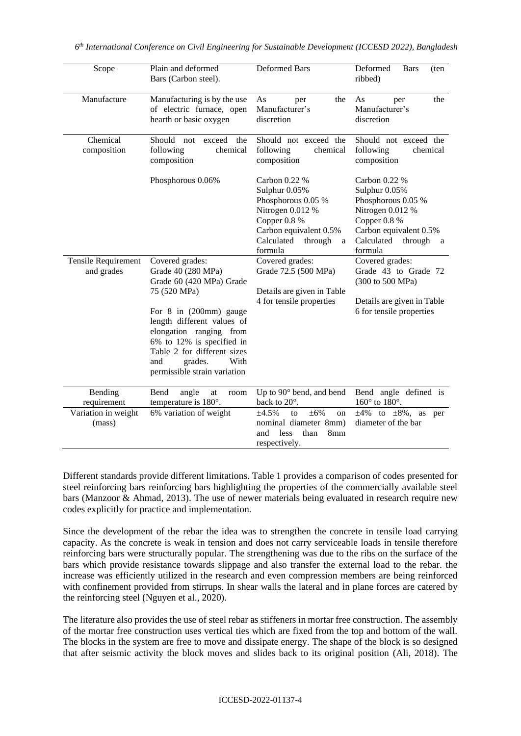| Scope | Plain and deformed Bars (Carbon steel). | Deformed Bars | Deformed Bars (ten ribbed) |
|---|---|---|---|
| Manufacture | Manufacturing is by the use of electric furnace, open hearth or basic oxygen | As per the Manufacturer's discretion | As per the Manufacturer's discretion |
| Chemical composition | Should not exceed the following chemical composition<br><br>Phosphorous 0.06% | Should not exceed the following chemical composition<br><br>Carbon 0.22 %<br>Sulphur 0.05%<br>Phosphorous 0.05 %<br>Nitrogen 0.012 %<br>Copper 0.8 %<br>Carbon equivalent 0.5%<br>Calculated through a formula | Should not exceed the following chemical composition<br><br>Carbon 0.22 %<br>Sulphur 0.05%<br>Phosphorous 0.05 %<br>Nitrogen 0.012 %<br>Copper 0.8 %<br>Carbon equivalent 0.5%<br>Calculated through a formula |
| Tensile Requirement and grades | Covered grades:<br>Grade 40 (280 MPa)<br>Grade 60 (420 MPa) Grade 75 (520 MPa)<br><br>For 8 in (200mm) gauge length different values of elongation ranging from 6% to 12% is specified in Table 2 for different sizes and grades. With permissible strain variation | Covered grades:<br>Grade 72.5 (500 MPa)<br><br>Details are given in Table 4 for tensile properties | Covered grades:<br>Grade 43 to Grade 72 (300 to 500 MPa)<br><br>Details are given in Table 6 for tensile properties |
| Bending requirement | Bend angle at room temperature is 180°. | Up to 90° bend, and bend back to 20°. | Bend angle defined is 160° to 180°. |
| Variation in weight (mass) | 6% variation of weight | ±4.5% to ±6% on nominal diameter 8mm) and less than 8mm respectively. | ±4% to ±8%, as per diameter of the bar |

Different standards provide different limitations. Table 1 provides a comparison of codes presented for steel reinforcing bars reinforcing bars highlighting the properties of the commercially available steel bars (Manzoor & Ahmad, 2013). The use of newer materials being evaluated in research require new codes explicitly for practice and implementation.

Since the development of the rebar the idea was to strengthen the concrete in tensile load carrying capacity. As the concrete is weak in tension and does not carry serviceable loads in tensile therefore reinforcing bars were structurally popular. The strengthening was due to the ribs on the surface of the bars which provide resistance towards slippage and also transfer the external load to the rebar. the increase was efficiently utilized in the research and even compression members are being reinforced with confinement provided from stirrups. In shear walls the lateral and in plane forces are catered by the reinforcing steel (Nguyen et al., 2020).

The literature also provides the use of steel rebar as stiffeners in mortar free construction. The assembly of the mortar free construction uses vertical ties which are fixed from the top and bottom of the wall. The blocks in the system are free to move and dissipate energy. The shape of the block is so designed that after seismic activity the block moves and slides back to its original position (Ali, 2018). The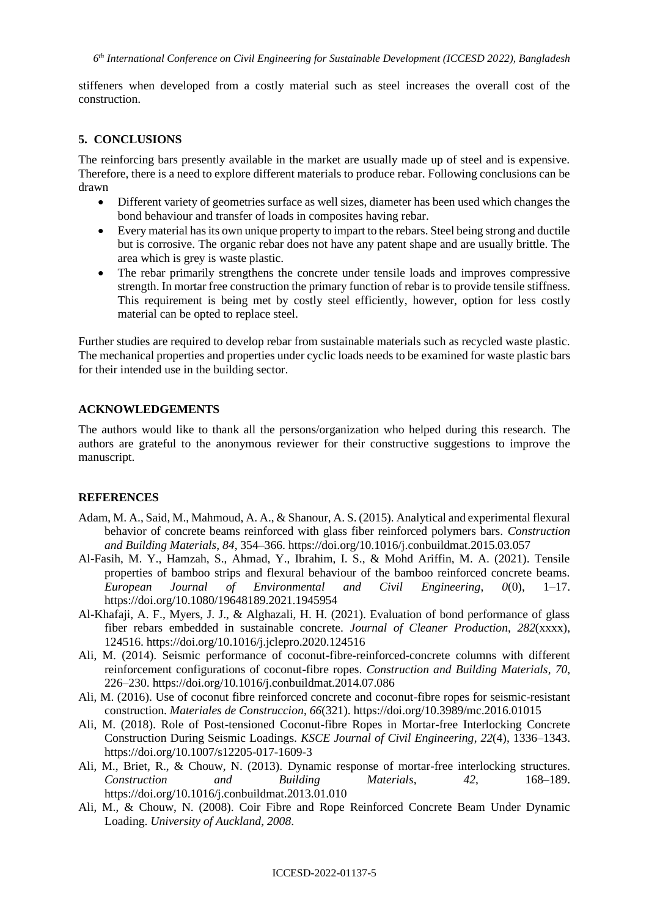stiffeners when developed from a costly material such as steel increases the overall cost of the construction.

## 5. CONCLUSIONS

The reinforcing bars presently available in the market are usually made up of steel and is expensive. Therefore, there is a need to explore different materials to produce rebar. Following conclusions can be drawn

- Different variety of geometries surface as well sizes, diameter has been used which changes the bond behaviour and transfer of loads in composites having rebar.
- Every material has its own unique property to impart to the rebars. Steel being strong and ductile but is corrosive. The organic rebar does not have any patent shape and are usually brittle. The area which is grey is waste plastic.
- The rebar primarily strengthens the concrete under tensile loads and improves compressive strength. In mortar free construction the primary function of rebar is to provide tensile stiffness. This requirement is being met by costly steel efficiently, however, option for less costly material can be opted to replace steel.

Further studies are required to develop rebar from sustainable materials such as recycled waste plastic. The mechanical properties and properties under cyclic loads needs to be examined for waste plastic bars for their intended use in the building sector.

## ACKNOWLEDGEMENTS

The authors would like to thank all the persons/organization who helped during this research. The authors are grateful to the anonymous reviewer for their constructive suggestions to improve the manuscript.

## REFERENCES

Adam, M. A., Said, M., Mahmoud, A. A., & Shanour, A. S. (2015). Analytical and experimental flexural behavior of concrete beams reinforced with glass fiber reinforced polymers bars. *Construction and Building Materials*, *84*, 354–366. https://doi.org/10.1016/j.conbuildmat.2015.03.057

Al-Fasih, M. Y., Hamzah, S., Ahmad, Y., Ibrahim, I. S., & Mohd Ariffin, M. A. (2021). Tensile properties of bamboo strips and flexural behaviour of the bamboo reinforced concrete beams. *European Journal of Environmental and Civil Engineering*, *0*(0), 1–17. https://doi.org/10.1080/19648189.2021.1945954

Al-Khafaji, A. F., Myers, J. J., & Alghazali, H. H. (2021). Evaluation of bond performance of glass fiber rebars embedded in sustainable concrete. *Journal of Cleaner Production*, *282*(xxxx), 124516. https://doi.org/10.1016/j.jclepro.2020.124516

Ali, M. (2014). Seismic performance of coconut-fibre-reinforced-concrete columns with different reinforcement configurations of coconut-fibre ropes. *Construction and Building Materials*, *70*, 226–230. https://doi.org/10.1016/j.conbuildmat.2014.07.086

Ali, M. (2016). Use of coconut fibre reinforced concrete and coconut-fibre ropes for seismic-resistant construction. *Materiales de Construccion*, *66*(321). https://doi.org/10.3989/mc.2016.01015

Ali, M. (2018). Role of Post-tensioned Coconut-fibre Ropes in Mortar-free Interlocking Concrete Construction During Seismic Loadings. *KSCE Journal of Civil Engineering*, *22*(4), 1336–1343. https://doi.org/10.1007/s12205-017-1609-3

Ali, M., Briet, R., & Chouw, N. (2013). Dynamic response of mortar-free interlocking structures. *Construction and Building Materials*, *42*, 168–189. https://doi.org/10.1016/j.conbuildmat.2013.01.010

Ali, M., & Chouw, N. (2008). Coir Fibre and Rope Reinforced Concrete Beam Under Dynamic Loading. *University of Auckland*, *2008*.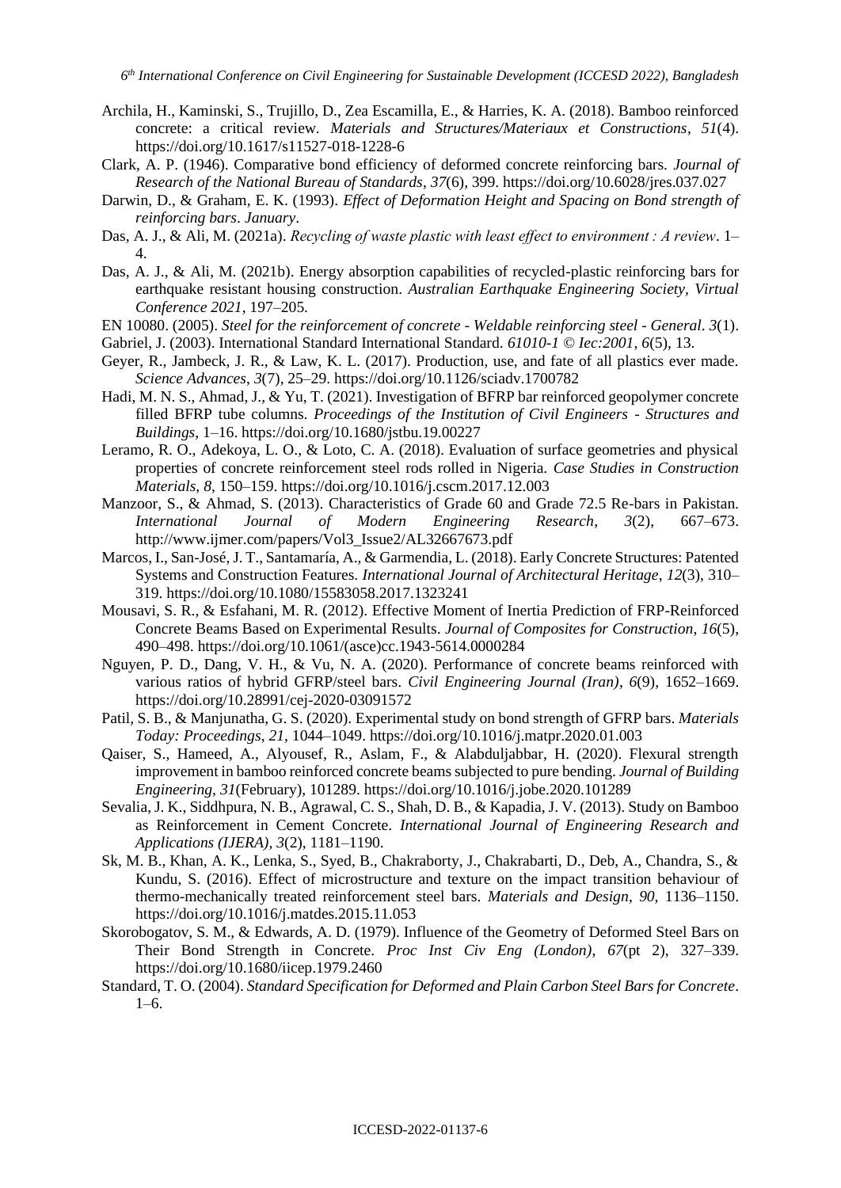Archila, H., Kaminski, S., Trujillo, D., Zea Escamilla, E., & Harries, K. A. (2018). Bamboo reinforced concrete: a critical review. *Materials and Structures/Materiaux et Constructions*, *51*(4). https://doi.org/10.1617/s11527-018-1228-6

Clark, A. P. (1946). Comparative bond efficiency of deformed concrete reinforcing bars. *Journal of Research of the National Bureau of Standards*, *37*(6), 399. https://doi.org/10.6028/jres.037.027

Darwin, D., & Graham, E. K. (1993). *Effect of Deformation Height and Spacing on Bond strength of reinforcing bars*. *January*.

Das, A. J., & Ali, M. (2021a). *Recycling of waste plastic with least effect to environment : A review*. 1–4.

Das, A. J., & Ali, M. (2021b). Energy absorption capabilities of recycled-plastic reinforcing bars for earthquake resistant housing construction. *Australian Earthquake Engineering Society, Virtual Conference 2021*, 197–205.

EN 10080. (2005). *Steel for the reinforcement of concrete - Weldable reinforcing steel - General*. *3*(1).

Gabriel, J. (2003). International Standard International Standard. *61010-1 © Iec:2001*, *6*(5), 13.

Geyer, R., Jambeck, J. R., & Law, K. L. (2017). Production, use, and fate of all plastics ever made. *Science Advances*, *3*(7), 25–29. https://doi.org/10.1126/sciadv.1700782

Hadi, M. N. S., Ahmad, J., & Yu, T. (2021). Investigation of BFRP bar reinforced geopolymer concrete filled BFRP tube columns. *Proceedings of the Institution of Civil Engineers - Structures and Buildings*, 1–16. https://doi.org/10.1680/jstbu.19.00227

Leramo, R. O., Adekoya, L. O., & Loto, C. A. (2018). Evaluation of surface geometries and physical properties of concrete reinforcement steel rods rolled in Nigeria. *Case Studies in Construction Materials*, *8*, 150–159. https://doi.org/10.1016/j.cscm.2017.12.003

Manzoor, S., & Ahmad, S. (2013). Characteristics of Grade 60 and Grade 72.5 Re-bars in Pakistan. *International Journal of Modern Engineering Research*, *3*(2), 667–673. http://www.ijmer.com/papers/Vol3_Issue2/AL32667673.pdf

Marcos, I., San-José, J. T., Santamaría, A., & Garmendia, L. (2018). Early Concrete Structures: Patented Systems and Construction Features. *International Journal of Architectural Heritage*, *12*(3), 310–319. https://doi.org/10.1080/15583058.2017.1323241

Mousavi, S. R., & Esfahani, M. R. (2012). Effective Moment of Inertia Prediction of FRP-Reinforced Concrete Beams Based on Experimental Results. *Journal of Composites for Construction*, *16*(5), 490–498. https://doi.org/10.1061/(asce)cc.1943-5614.0000284

Nguyen, P. D., Dang, V. H., & Vu, N. A. (2020). Performance of concrete beams reinforced with various ratios of hybrid GFRP/steel bars. *Civil Engineering Journal (Iran)*, *6*(9), 1652–1669. https://doi.org/10.28991/cej-2020-03091572

Patil, S. B., & Manjunatha, G. S. (2020). Experimental study on bond strength of GFRP bars. *Materials Today: Proceedings*, *21*, 1044–1049. https://doi.org/10.1016/j.matpr.2020.01.003

Qaiser, S., Hameed, A., Alyousef, R., Aslam, F., & Alabduljabbar, H. (2020). Flexural strength improvement in bamboo reinforced concrete beams subjected to pure bending. *Journal of Building Engineering*, *31*(February), 101289. https://doi.org/10.1016/j.jobe.2020.101289

Sevalia, J. K., Siddhpura, N. B., Agrawal, C. S., Shah, D. B., & Kapadia, J. V. (2013). Study on Bamboo as Reinforcement in Cement Concrete. *International Journal of Engineering Research and Applications (IJERA)*, *3*(2), 1181–1190.

Sk, M. B., Khan, A. K., Lenka, S., Syed, B., Chakraborty, J., Chakrabarti, D., Deb, A., Chandra, S., & Kundu, S. (2016). Effect of microstructure and texture on the impact transition behaviour of thermo-mechanically treated reinforcement steel bars. *Materials and Design*, *90*, 1136–1150. https://doi.org/10.1016/j.matdes.2015.11.053

Skorobogatov, S. M., & Edwards, A. D. (1979). Influence of the Geometry of Deformed Steel Bars on Their Bond Strength in Concrete. *Proc Inst Civ Eng (London)*, *67*(pt 2), 327–339. https://doi.org/10.1680/iicep.1979.2460

Standard, T. O. (2004). *Standard Specification for Deformed and Plain Carbon Steel Bars for Concrete*. 1–6.